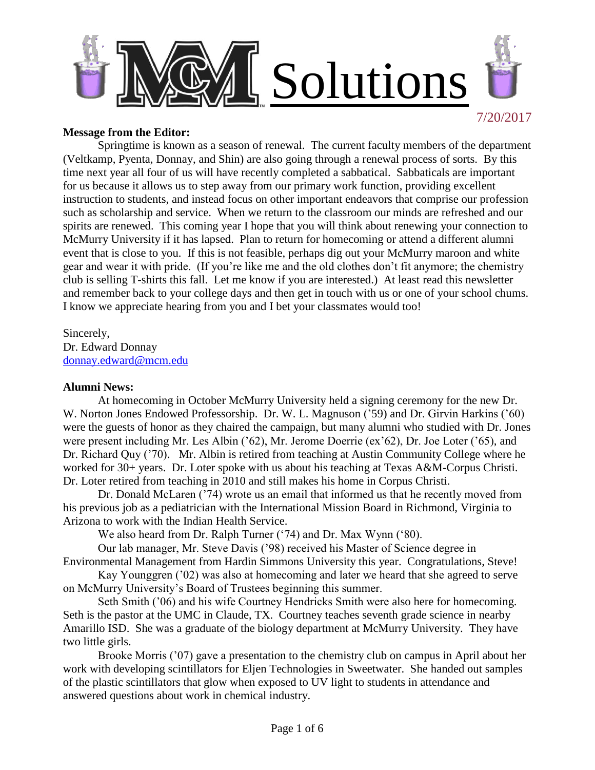# MCM Solutions

7/20/2017

**Message from the Editor:**

Springtime is known as a season of renewal. The current faculty members of the department (Veltkamp, Pyenta, Donnay, and Shin) are also going through a renewal process of sorts. By this time next year all four of us will have recently completed a sabbatical. Sabbaticals are important for us because it allows us to step away from our primary work function, providing excellent instruction to students, and instead focus on other important endeavors that comprise our profession such as scholarship and service. When we return to the classroom our minds are refreshed and our spirits are renewed. This coming year I hope that you will think about renewing your connection to McMurry University if it has lapsed. Plan to return for homecoming or attend a different alumni event that is close to you. If this is not feasible, perhaps dig out your McMurry maroon and white gear and wear it with pride. (If you're like me and the old clothes don't fit anymore; the chemistry club is selling T-shirts this fall. Let me know if you are interested.) At least read this newsletter and remember back to your college days and then get in touch with us or one of your school chums. I know we appreciate hearing from you and I bet your classmates would too!

Sincerely,
Dr. Edward Donnay
donnay.edward@mcm.edu

**Alumni News:**

At homecoming in October McMurry University held a signing ceremony for the new Dr. W. Norton Jones Endowed Professorship. Dr. W. L. Magnuson ('59) and Dr. Girvin Harkins ('60) were the guests of honor as they chaired the campaign, but many alumni who studied with Dr. Jones were present including Mr. Les Albin ('62), Mr. Jerome Doerrie (ex'62), Dr. Joe Loter ('65), and Dr. Richard Quy ('70). Mr. Albin is retired from teaching at Austin Community College where he worked for 30+ years. Dr. Loter spoke with us about his teaching at Texas A&M-Corpus Christi. Dr. Loter retired from teaching in 2010 and still makes his home in Corpus Christi.

Dr. Donald McLaren ('74) wrote us an email that informed us that he recently moved from his previous job as a pediatrician with the International Mission Board in Richmond, Virginia to Arizona to work with the Indian Health Service.

We also heard from Dr. Ralph Turner ('74) and Dr. Max Wynn ('80).

Our lab manager, Mr. Steve Davis ('98) received his Master of Science degree in Environmental Management from Hardin Simmons University this year. Congratulations, Steve!

Kay Younggren ('02) was also at homecoming and later we heard that she agreed to serve on McMurry University's Board of Trustees beginning this summer.

Seth Smith ('06) and his wife Courtney Hendricks Smith were also here for homecoming. Seth is the pastor at the UMC in Claude, TX. Courtney teaches seventh grade science in nearby Amarillo ISD. She was a graduate of the biology department at McMurry University. They have two little girls.

Brooke Morris ('07) gave a presentation to the chemistry club on campus in April about her work with developing scintillators for Eljen Technologies in Sweetwater. She handed out samples of the plastic scintillators that glow when exposed to UV light to students in attendance and answered questions about work in chemical industry.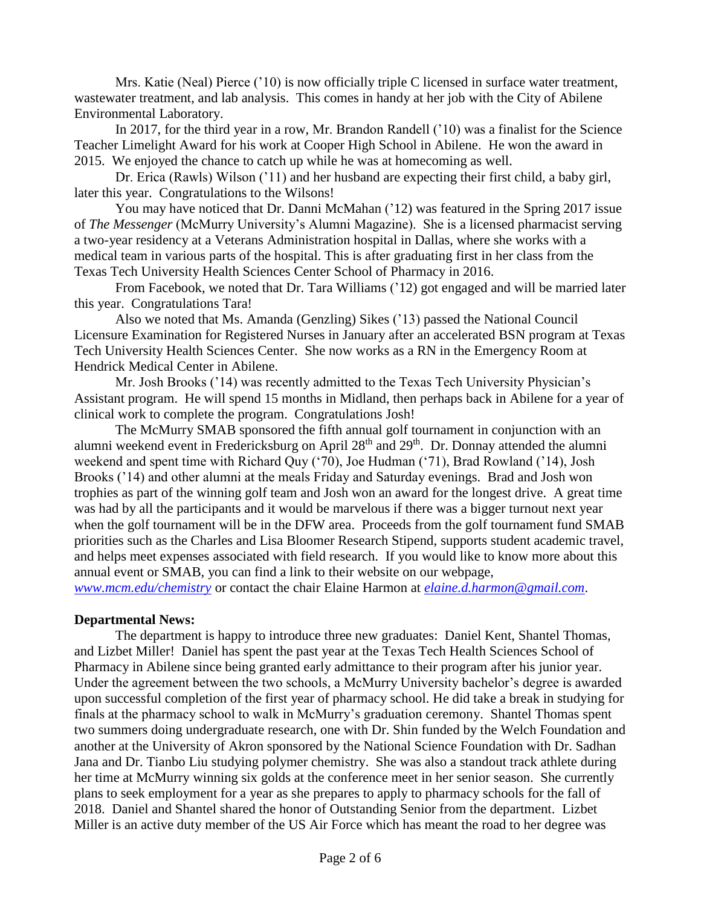Mrs. Katie (Neal) Pierce ('10) is now officially triple C licensed in surface water treatment, wastewater treatment, and lab analysis. This comes in handy at her job with the City of Abilene Environmental Laboratory.

In 2017, for the third year in a row, Mr. Brandon Randell ('10) was a finalist for the Science Teacher Limelight Award for his work at Cooper High School in Abilene. He won the award in 2015. We enjoyed the chance to catch up while he was at homecoming as well.

Dr. Erica (Rawls) Wilson ('11) and her husband are expecting their first child, a baby girl, later this year. Congratulations to the Wilsons!

You may have noticed that Dr. Danni McMahan ('12) was featured in the Spring 2017 issue of *The Messenger* (McMurry University's Alumni Magazine). She is a licensed pharmacist serving a two-year residency at a Veterans Administration hospital in Dallas, where she works with a medical team in various parts of the hospital. This is after graduating first in her class from the Texas Tech University Health Sciences Center School of Pharmacy in 2016.

From Facebook, we noted that Dr. Tara Williams ('12) got engaged and will be married later this year. Congratulations Tara!

Also we noted that Ms. Amanda (Genzling) Sikes ('13) passed the National Council Licensure Examination for Registered Nurses in January after an accelerated BSN program at Texas Tech University Health Sciences Center. She now works as a RN in the Emergency Room at Hendrick Medical Center in Abilene.

Mr. Josh Brooks ('14) was recently admitted to the Texas Tech University Physician's Assistant program. He will spend 15 months in Midland, then perhaps back in Abilene for a year of clinical work to complete the program. Congratulations Josh!

The McMurry SMAB sponsored the fifth annual golf tournament in conjunction with an alumni weekend event in Fredericksburg on April 28th and 29th. Dr. Donnay attended the alumni weekend and spent time with Richard Quy ('70), Joe Hudman ('71), Brad Rowland ('14), Josh Brooks ('14) and other alumni at the meals Friday and Saturday evenings. Brad and Josh won trophies as part of the winning golf team and Josh won an award for the longest drive. A great time was had by all the participants and it would be marvelous if there was a bigger turnout next year when the golf tournament will be in the DFW area. Proceeds from the golf tournament fund SMAB priorities such as the Charles and Lisa Bloomer Research Stipend, supports student academic travel, and helps meet expenses associated with field research. If you would like to know more about this annual event or SMAB, you can find a link to their website on our webpage, *www.mcm.edu/chemistry* or contact the chair Elaine Harmon at *elaine.d.harmon@gmail.com*.

**Departmental News:**

The department is happy to introduce three new graduates: Daniel Kent, Shantel Thomas, and Lizbet Miller! Daniel has spent the past year at the Texas Tech Health Sciences School of Pharmacy in Abilene since being granted early admittance to their program after his junior year. Under the agreement between the two schools, a McMurry University bachelor's degree is awarded upon successful completion of the first year of pharmacy school. He did take a break in studying for finals at the pharmacy school to walk in McMurry's graduation ceremony. Shantel Thomas spent two summers doing undergraduate research, one with Dr. Shin funded by the Welch Foundation and another at the University of Akron sponsored by the National Science Foundation with Dr. Sadhan Jana and Dr. Tianbo Liu studying polymer chemistry. She was also a standout track athlete during her time at McMurry winning six golds at the conference meet in her senior season. She currently plans to seek employment for a year as she prepares to apply to pharmacy schools for the fall of 2018. Daniel and Shantel shared the honor of Outstanding Senior from the department. Lizbet Miller is an active duty member of the US Air Force which has meant the road to her degree was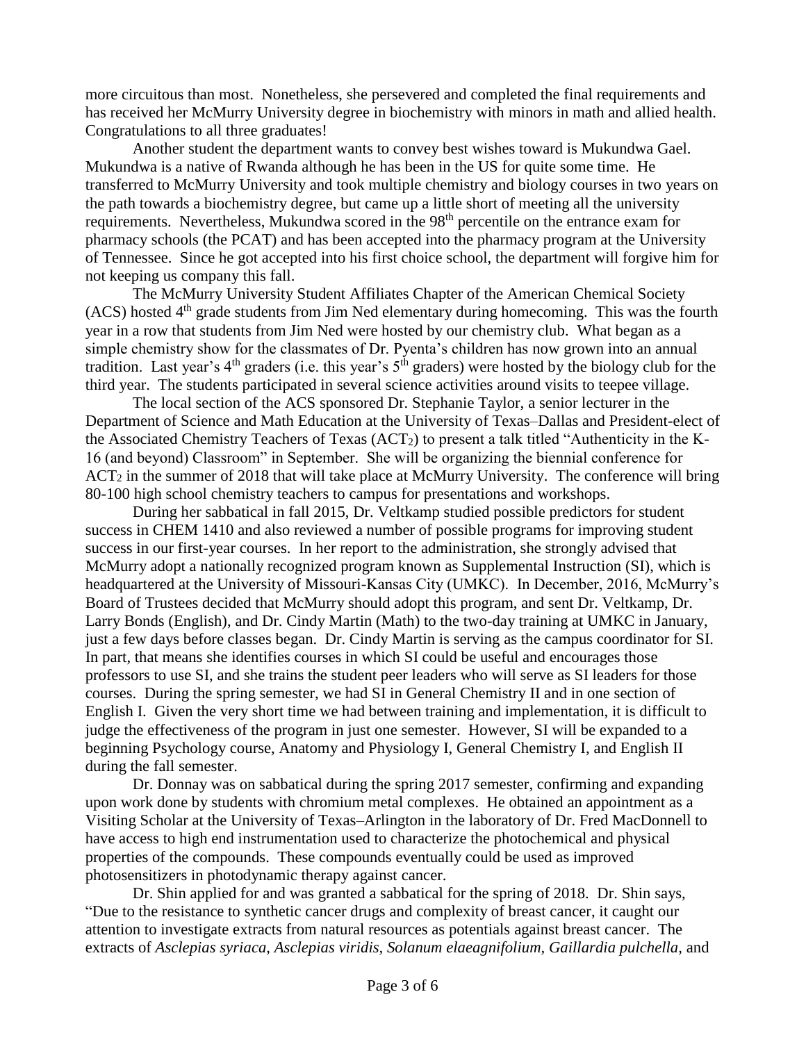more circuitous than most. Nonetheless, she persevered and completed the final requirements and has received her McMurry University degree in biochemistry with minors in math and allied health. Congratulations to all three graduates!

Another student the department wants to convey best wishes toward is Mukundwa Gael. Mukundwa is a native of Rwanda although he has been in the US for quite some time. He transferred to McMurry University and took multiple chemistry and biology courses in two years on the path towards a biochemistry degree, but came up a little short of meeting all the university requirements. Nevertheless, Mukundwa scored in the 98th percentile on the entrance exam for pharmacy schools (the PCAT) and has been accepted into the pharmacy program at the University of Tennessee. Since he got accepted into his first choice school, the department will forgive him for not keeping us company this fall.

The McMurry University Student Affiliates Chapter of the American Chemical Society (ACS) hosted 4th grade students from Jim Ned elementary during homecoming. This was the fourth year in a row that students from Jim Ned were hosted by our chemistry club. What began as a simple chemistry show for the classmates of Dr. Pyenta's children has now grown into an annual tradition. Last year's 4th graders (i.e. this year's 5th graders) were hosted by the biology club for the third year. The students participated in several science activities around visits to teepee village.

The local section of the ACS sponsored Dr. Stephanie Taylor, a senior lecturer in the Department of Science and Math Education at the University of Texas–Dallas and President-elect of the Associated Chemistry Teachers of Texas ($ACT_2$) to present a talk titled "Authenticity in the K-16 (and beyond) Classroom" in September. She will be organizing the biennial conference for $ACT_2$ in the summer of 2018 that will take place at McMurry University. The conference will bring 80-100 high school chemistry teachers to campus for presentations and workshops.

During her sabbatical in fall 2015, Dr. Veltkamp studied possible predictors for student success in CHEM 1410 and also reviewed a number of possible programs for improving student success in our first-year courses. In her report to the administration, she strongly advised that McMurry adopt a nationally recognized program known as Supplemental Instruction (SI), which is headquartered at the University of Missouri-Kansas City (UMKC). In December, 2016, McMurry's Board of Trustees decided that McMurry should adopt this program, and sent Dr. Veltkamp, Dr. Larry Bonds (English), and Dr. Cindy Martin (Math) to the two-day training at UMKC in January, just a few days before classes began. Dr. Cindy Martin is serving as the campus coordinator for SI. In part, that means she identifies courses in which SI could be useful and encourages those professors to use SI, and she trains the student peer leaders who will serve as SI leaders for those courses. During the spring semester, we had SI in General Chemistry II and in one section of English I. Given the very short time we had between training and implementation, it is difficult to judge the effectiveness of the program in just one semester. However, SI will be expanded to a beginning Psychology course, Anatomy and Physiology I, General Chemistry I, and English II during the fall semester.

Dr. Donnay was on sabbatical during the spring 2017 semester, confirming and expanding upon work done by students with chromium metal complexes. He obtained an appointment as a Visiting Scholar at the University of Texas–Arlington in the laboratory of Dr. Fred MacDonnell to have access to high end instrumentation used to characterize the photochemical and physical properties of the compounds. These compounds eventually could be used as improved photosensitizers in photodynamic therapy against cancer.

Dr. Shin applied for and was granted a sabbatical for the spring of 2018. Dr. Shin says, "Due to the resistance to synthetic cancer drugs and complexity of breast cancer, it caught our attention to investigate extracts from natural resources as potentials against breast cancer. The extracts of *Asclepias syriaca*, *Asclepias viridis*, *Solanum elaeagnifolium*, *Gaillardia pulchella*, and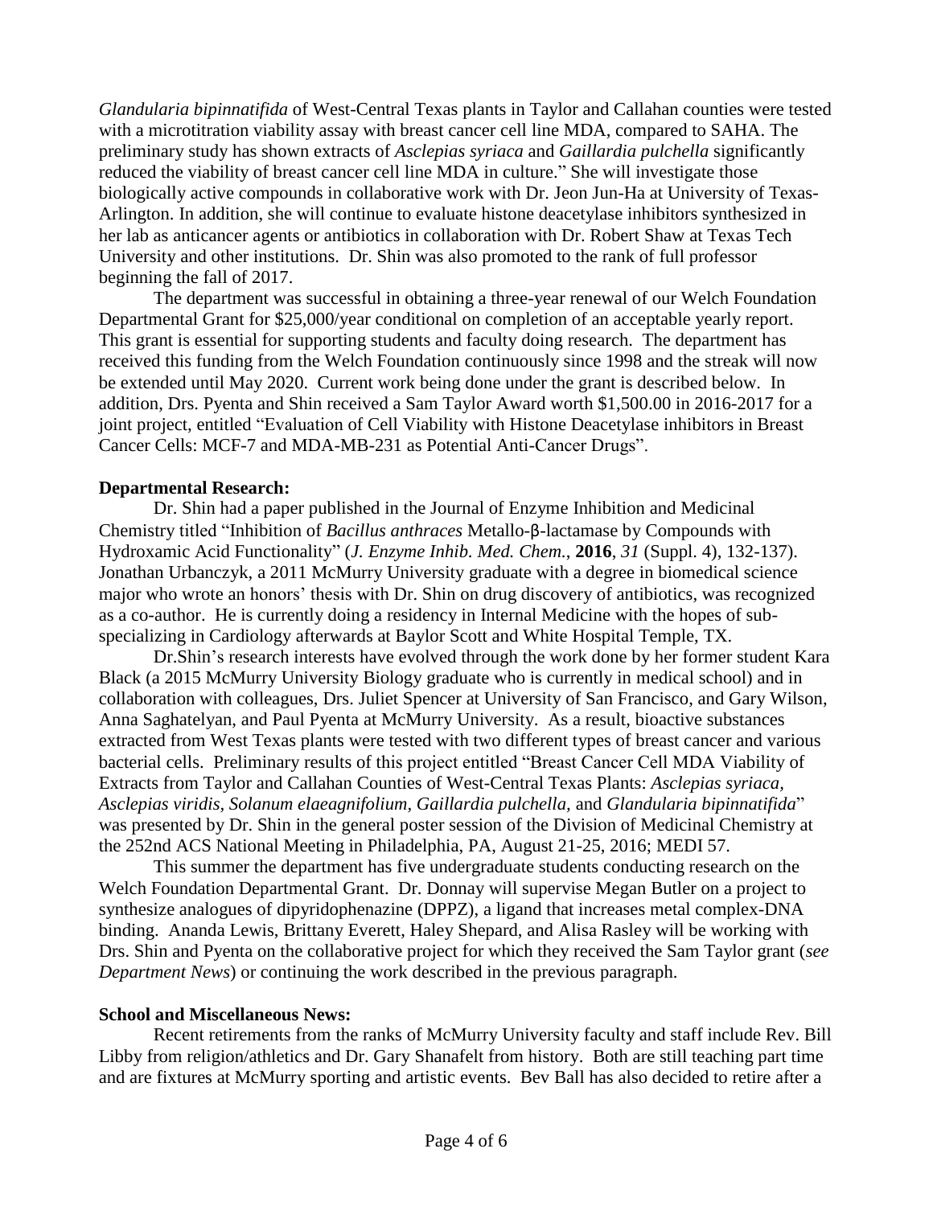*Glandularia bipinnatifida* of West-Central Texas plants in Taylor and Callahan counties were tested with a microtitration viability assay with breast cancer cell line MDA, compared to SAHA. The preliminary study has shown extracts of *Asclepias syriaca* and *Gaillardia pulchella* significantly reduced the viability of breast cancer cell line MDA in culture." She will investigate those biologically active compounds in collaborative work with Dr. Jeon Jun-Ha at University of Texas-Arlington. In addition, she will continue to evaluate histone deacetylase inhibitors synthesized in her lab as anticancer agents or antibiotics in collaboration with Dr. Robert Shaw at Texas Tech University and other institutions. Dr. Shin was also promoted to the rank of full professor beginning the fall of 2017.

The department was successful in obtaining a three-year renewal of our Welch Foundation Departmental Grant for $25,000/year conditional on completion of an acceptable yearly report. This grant is essential for supporting students and faculty doing research. The department has received this funding from the Welch Foundation continuously since 1998 and the streak will now be extended until May 2020. Current work being done under the grant is described below. In addition, Drs. Pyenta and Shin received a Sam Taylor Award worth $1,500.00 in 2016-2017 for a joint project, entitled "Evaluation of Cell Viability with Histone Deacetylase inhibitors in Breast Cancer Cells: MCF-7 and MDA-MB-231 as Potential Anti-Cancer Drugs".

**Departmental Research:**

Dr. Shin had a paper published in the Journal of Enzyme Inhibition and Medicinal Chemistry titled "Inhibition of *Bacillus anthraces* Metallo-β-lactamase by Compounds with Hydroxamic Acid Functionality" (*J. Enzyme Inhib. Med. Chem.*, **2016**, *31* (Suppl. 4), 132-137). Jonathan Urbanczyk, a 2011 McMurry University graduate with a degree in biomedical science major who wrote an honors' thesis with Dr. Shin on drug discovery of antibiotics, was recognized as a co-author. He is currently doing a residency in Internal Medicine with the hopes of sub-specializing in Cardiology afterwards at Baylor Scott and White Hospital Temple, TX.

Dr.Shin's research interests have evolved through the work done by her former student Kara Black (a 2015 McMurry University Biology graduate who is currently in medical school) and in collaboration with colleagues, Drs. Juliet Spencer at University of San Francisco, and Gary Wilson, Anna Saghatelyan, and Paul Pyenta at McMurry University. As a result, bioactive substances extracted from West Texas plants were tested with two different types of breast cancer and various bacterial cells. Preliminary results of this project entitled "Breast Cancer Cell MDA Viability of Extracts from Taylor and Callahan Counties of West-Central Texas Plants: *Asclepias syriaca*, *Asclepias viridis*, *Solanum elaeagnifolium*, *Gaillardia pulchella*, and *Glandularia bipinnatifida*" was presented by Dr. Shin in the general poster session of the Division of Medicinal Chemistry at the 252nd ACS National Meeting in Philadelphia, PA, August 21-25, 2016; MEDI 57.

This summer the department has five undergraduate students conducting research on the Welch Foundation Departmental Grant. Dr. Donnay will supervise Megan Butler on a project to synthesize analogues of dipyridophenazine (DPPZ), a ligand that increases metal complex-DNA binding. Ananda Lewis, Brittany Everett, Haley Shepard, and Alisa Rasley will be working with Drs. Shin and Pyenta on the collaborative project for which they received the Sam Taylor grant (*see Department News*) or continuing the work described in the previous paragraph.

**School and Miscellaneous News:**

Recent retirements from the ranks of McMurry University faculty and staff include Rev. Bill Libby from religion/athletics and Dr. Gary Shanafelt from history. Both are still teaching part time and are fixtures at McMurry sporting and artistic events. Bev Ball has also decided to retire after a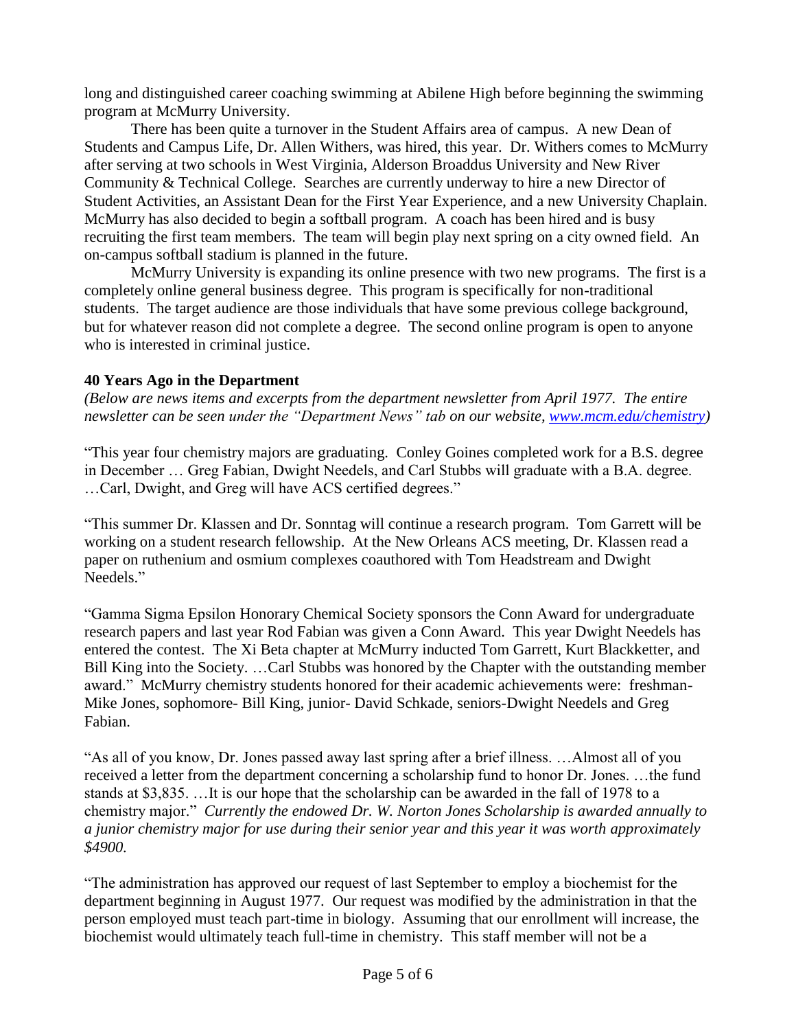long and distinguished career coaching swimming at Abilene High before beginning the swimming program at McMurry University.

There has been quite a turnover in the Student Affairs area of campus. A new Dean of Students and Campus Life, Dr. Allen Withers, was hired, this year. Dr. Withers comes to McMurry after serving at two schools in West Virginia, Alderson Broaddus University and New River Community & Technical College. Searches are currently underway to hire a new Director of Student Activities, an Assistant Dean for the First Year Experience, and a new University Chaplain. McMurry has also decided to begin a softball program. A coach has been hired and is busy recruiting the first team members. The team will begin play next spring on a city owned field. An on-campus softball stadium is planned in the future.

McMurry University is expanding its online presence with two new programs. The first is a completely online general business degree. This program is specifically for non-traditional students. The target audience are those individuals that have some previous college background, but for whatever reason did not complete a degree. The second online program is open to anyone who is interested in criminal justice.

**40 Years Ago in the Department**

*(Below are news items and excerpts from the department newsletter from April 1977. The entire newsletter can be seen under the "Department News" tab on our website, [www.mcm.edu/chemistry](www.mcm.edu/chemistry))*

"This year four chemistry majors are graduating. Conley Goines completed work for a B.S. degree in December … Greg Fabian, Dwight Needels, and Carl Stubbs will graduate with a B.A. degree. …Carl, Dwight, and Greg will have ACS certified degrees."

"This summer Dr. Klassen and Dr. Sonntag will continue a research program. Tom Garrett will be working on a student research fellowship. At the New Orleans ACS meeting, Dr. Klassen read a paper on ruthenium and osmium complexes coauthored with Tom Headstream and Dwight Needels."

"Gamma Sigma Epsilon Honorary Chemical Society sponsors the Conn Award for undergraduate research papers and last year Rod Fabian was given a Conn Award. This year Dwight Needels has entered the contest. The Xi Beta chapter at McMurry inducted Tom Garrett, Kurt Blackketter, and Bill King into the Society. …Carl Stubbs was honored by the Chapter with the outstanding member award." McMurry chemistry students honored for their academic achievements were: freshman- Mike Jones, sophomore- Bill King, junior- David Schkade, seniors-Dwight Needels and Greg Fabian.

"As all of you know, Dr. Jones passed away last spring after a brief illness. …Almost all of you received a letter from the department concerning a scholarship fund to honor Dr. Jones. …the fund stands at $3,835. …It is our hope that the scholarship can be awarded in the fall of 1978 to a chemistry major." *Currently the endowed Dr. W. Norton Jones Scholarship is awarded annually to a junior chemistry major for use during their senior year and this year it was worth approximately $4900.*

"The administration has approved our request of last September to employ a biochemist for the department beginning in August 1977. Our request was modified by the administration in that the person employed must teach part-time in biology. Assuming that our enrollment will increase, the biochemist would ultimately teach full-time in chemistry. This staff member will not be a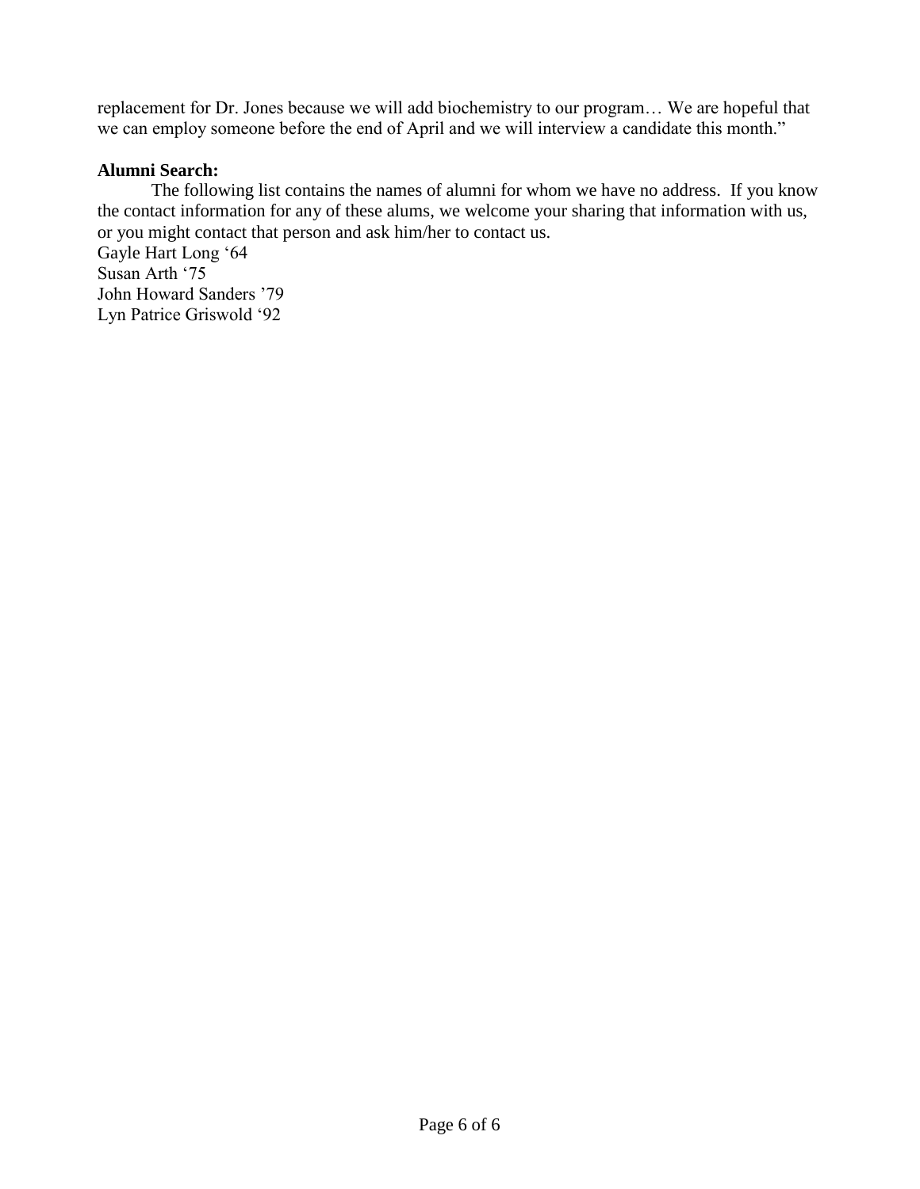replacement for Dr. Jones because we will add biochemistry to our program… We are hopeful that we can employ someone before the end of April and we will interview a candidate this month."

**Alumni Search:**

The following list contains the names of alumni for whom we have no address. If you know the contact information for any of these alums, we welcome your sharing that information with us, or you might contact that person and ask him/her to contact us.

Gayle Hart Long '64
Susan Arth '75
John Howard Sanders '79
Lyn Patrice Griswold '92